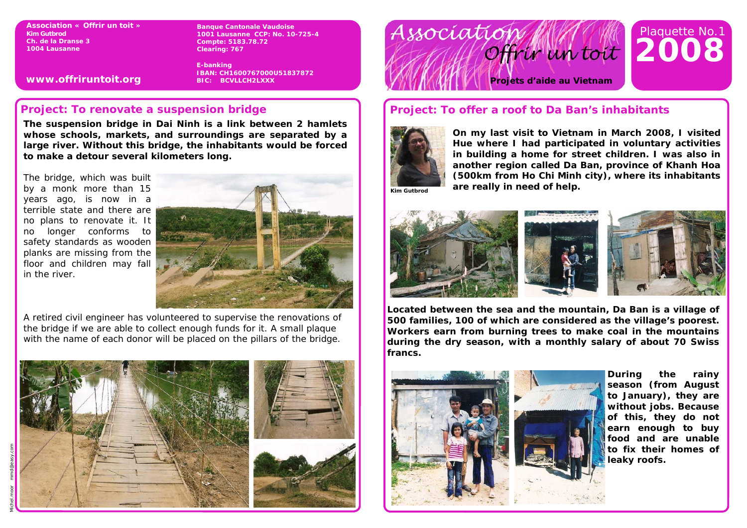# Association Offrir un toit

**Projets d'aide au Vietnam**

Plaquette No.1 **2008**

**Association « Offrir un toit »**
**Kim Gutbrod**
**Ch. de la Dranse 3**
**1004 Lausanne**

**www.offriruntoit.org**

**Banque Cantonale Vaudoise**
**1001 Lausanne CCP: No. 10-725-4**
**Compte: 5183.78.72**
**Clearing: 767**

**E-banking**
**IBAN: CH1600767000U51837872**
**BIC: BCVLLCH2LXXX**

## Project: To renovate a suspension bridge

**The suspension bridge in Dai Ninh is a link between 2 hamlets whose schools, markets, and surroundings are separated by a large river. Without this bridge, the inhabitants would be forced to make a detour several kilometers long.**

The bridge, which was built by a monk more than 15 years ago, is now in a terrible state and there are no plans to renovate it. It no longer conforms to safety standards as wooden planks are missing from the floor and children may fall in the river.

A retired civil engineer has volunteered to supervise the renovations of the bridge if we are able to collect enough funds for it. A small plaque with the name of each donor will be placed on the pillars of the bridge.

## Project: To offer a roof to Da Ban's inhabitants

Kim Gutbrod

**On my last visit to Vietnam in March 2008, I visited Hue where I had participated in voluntary activities in building a home for street children. I was also in another region called Da Ban, province of Khanh Hoa (500km from Ho Chi Minh city), where its inhabitants are really in need of help.**

**Located between the sea and the mountain, Da Ban is a village of 500 families, 100 of which are considered as the village's poorest. Workers earn from burning trees to make coal in the mountains during the dry season, with a monthly salary of about 70 Swiss francs.**

**During the rainy season (from August to January), they are without jobs. Because of this, they do not earn enough to buy food and are unable to fix their homes of leaky roofs.**

Michel.moor mmd@easy.com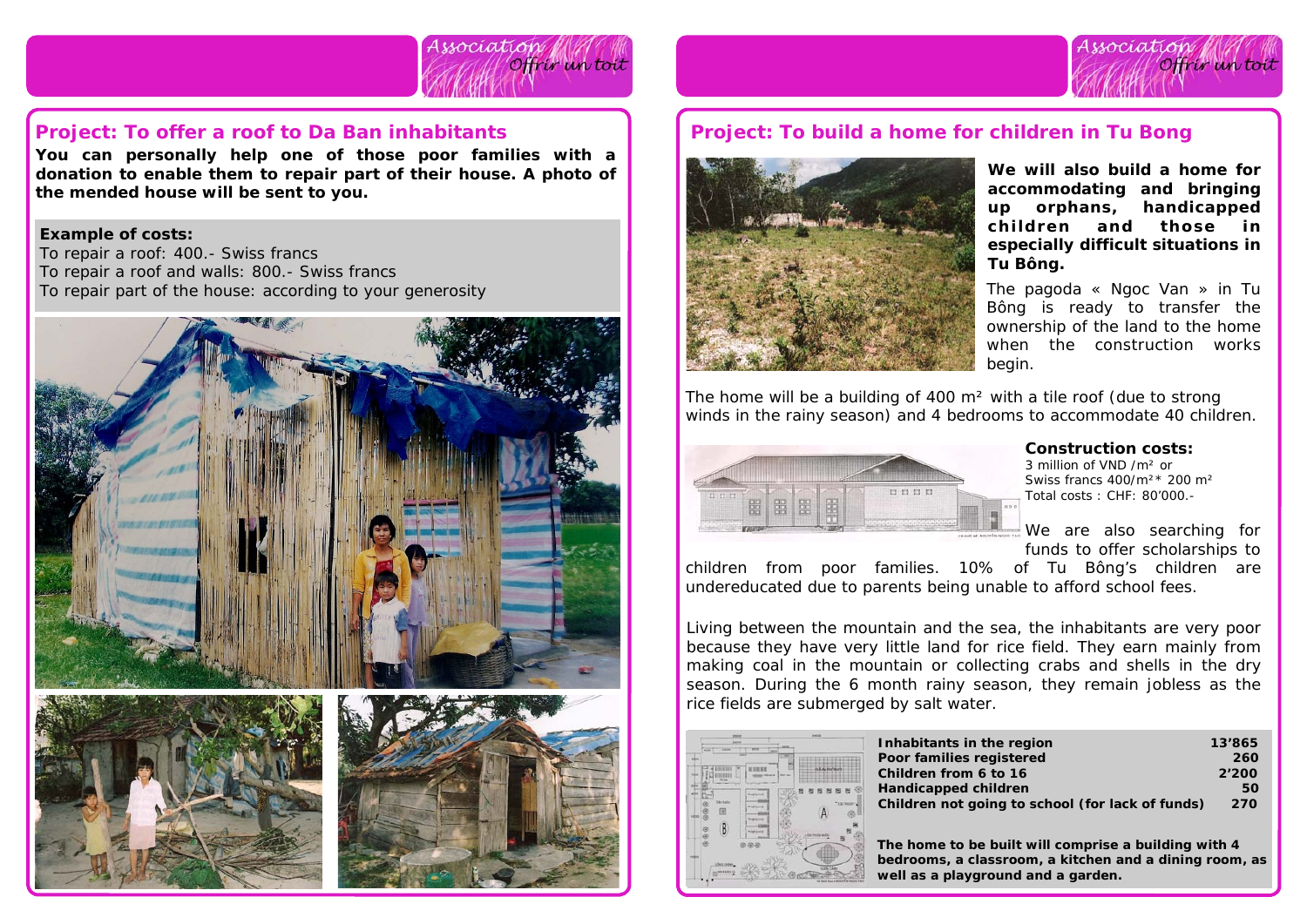## Project: To offer a roof to Da Ban inhabitants

**You can personally help one of those poor families with a donation to enable them to repair part of their house. A photo of the mended house will be sent to you.**

**Example of costs:**
To repair a roof: 400.- Swiss francs
To repair a roof and walls: 800.- Swiss francs
To repair part of the house: according to your generosity

## Project: To build a home for children in Tu Bong

**We will also build a home for accommodating and bringing up orphans, handicapped children and those in especially difficult situations in Tu Bông.**

The pagoda « Ngoc Van » in Tu Bông is ready to transfer the ownership of the land to the home when the construction works begin.

The home will be a building of 400 m² with a tile roof (due to strong winds in the rainy season) and 4 bedrooms to accommodate 40 children.

**Construction costs:**
3 million of VND /m² or
Swiss francs 400/m² * 200 m²
Total costs : CHF: 80'000.-

We are also searching for funds to offer scholarships to children from poor families. 10% of Tu Bông's children are undereducated due to parents being unable to afford school fees.

Living between the mountain and the sea, the inhabitants are very poor because they have very little land for rice field. They earn mainly from making coal in the mountain or collecting crabs and shells in the dry season. During the 6 month rainy season, they remain jobless as the rice fields are submerged by salt water.

| | |
|---|---|
| **Inhabitants in the region** | **13'865** |
| **Poor families registered** | **260** |
| **Children from 6 to 16** | **2'200** |
| **Handicapped children** | **50** |
| **Children not going to school (for lack of funds)** | **270** |

**The home to be built will comprise a building with 4 bedrooms, a classroom, a kitchen and a dining room, as well as a playground and a garden.**